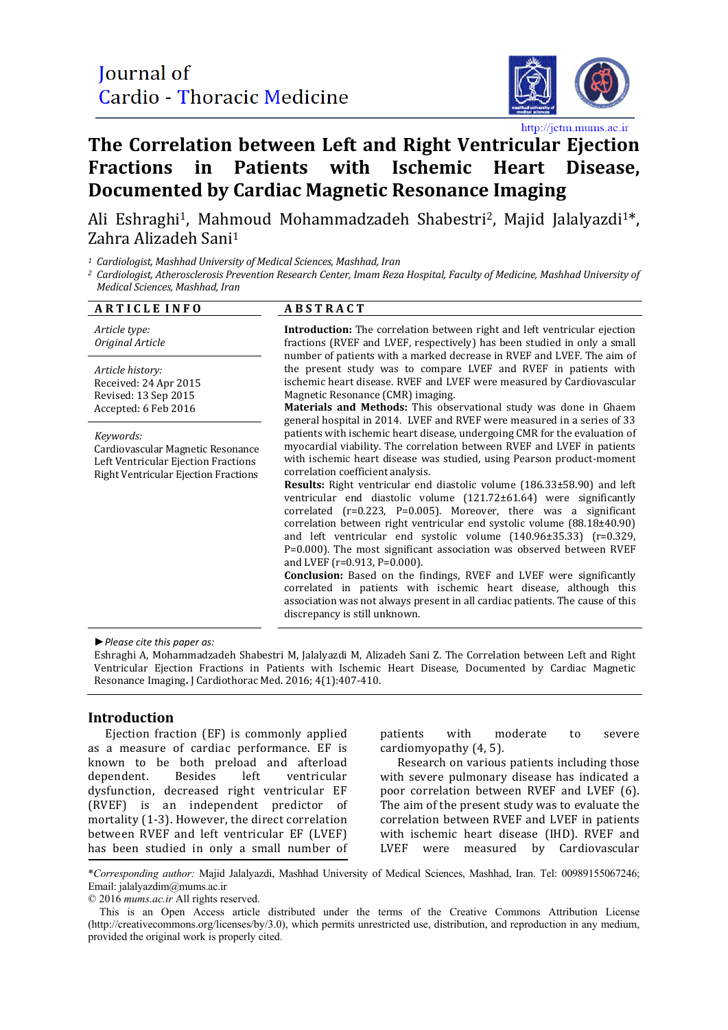Journal of Cardio - Thoracic Medicine

http://jctm.mums.ac.ir

# The Correlation between Left and Right Ventricular Ejection Fractions in Patients with Ischemic Heart Disease, Documented by Cardiac Magnetic Resonance Imaging

Ali Eshraghi[1], Mahmoud Mohammadzadeh Shabestri[2], Majid Jalalyazdi[1]*, Zahra Alizadeh Sani[1]

[1] *Cardiologist, Mashhad University of Medical Sciences, Mashhad, Iran*

[2] *Cardiologist, Atherosclerosis Prevention Research Center, Imam Reza Hospital, Faculty of Medicine, Mashhad University of Medical Sciences, Mashhad, Iran*

**ARTICLE INFO**

*Article type:*
*Original Article*

*Article history:*
Received: 24 Apr 2015
Revised: 13 Sep 2015
Accepted: 6 Feb 2016

*Keywords:*
Cardiovascular Magnetic Resonance
Left Ventricular Ejection Fractions
Right Ventricular Ejection Fractions

**ABSTRACT**

**Introduction:** The correlation between right and left ventricular ejection fractions (RVEF and LVEF, respectively) has been studied in only a small number of patients with a marked decrease in RVEF and LVEF. The aim of the present study was to compare LVEF and RVEF in patients with ischemic heart disease. RVEF and LVEF were measured by Cardiovascular Magnetic Resonance (CMR) imaging.

**Materials and Methods:** This observational study was done in Ghaem general hospital in 2014. LVEF and RVEF were measured in a series of 33 patients with ischemic heart disease, undergoing CMR for the evaluation of myocardial viability. The correlation between RVEF and LVEF in patients with ischemic heart disease was studied, using Pearson product-moment correlation coefficient analysis.

**Results:** Right ventricular end diastolic volume (186.33±58.90) and left ventricular end diastolic volume (121.72±61.64) were significantly correlated (r=0.223, P=0.005). Moreover, there was a significant correlation between right ventricular end systolic volume (88.18±40.90) and left ventricular end systolic volume (140.96±35.33) (r=0.329, P=0.000). The most significant association was observed between RVEF and LVEF (r=0.913, P=0.000).

**Conclusion:** Based on the findings, RVEF and LVEF were significantly correlated in patients with ischemic heart disease, although this association was not always present in all cardiac patients. The cause of this discrepancy is still unknown.

► *Please cite this paper as:*
Eshraghi A, Mohammadzadeh Shabestri M, Jalalyazdi M, Alizadeh Sani Z. The Correlation between Left and Right Ventricular Ejection Fractions in Patients with Ischemic Heart Disease, Documented by Cardiac Magnetic Resonance Imaging. J Cardiothorac Med. 2016; 4(1):407-410.

## Introduction

Ejection fraction (EF) is commonly applied as a measure of cardiac performance. EF is known to be both preload and afterload dependent. Besides left ventricular dysfunction, decreased right ventricular EF (RVEF) is an independent predictor of mortality (1-3). However, the direct correlation between RVEF and left ventricular EF (LVEF) has been studied in only a small number of patients with moderate to severe cardiomyopathy (4, 5).

Research on various patients including those with severe pulmonary disease has indicated a poor correlation between RVEF and LVEF (6). The aim of the present study was to evaluate the correlation between RVEF and LVEF in patients with ischemic heart disease (IHD). RVEF and LVEF were measured by Cardiovascular

*\*Corresponding author:* Majid Jalalyazdi, Mashhad University of Medical Sciences, Mashhad, Iran. Tel: 00989155067246; Email: jalalyazdim@mums.ac.ir

© 2016 *mums.ac.ir* All rights reserved.

This is an Open Access article distributed under the terms of the Creative Commons Attribution License (http://creativecommons.org/licenses/by/3.0), which permits unrestricted use, distribution, and reproduction in any medium, provided the original work is properly cited.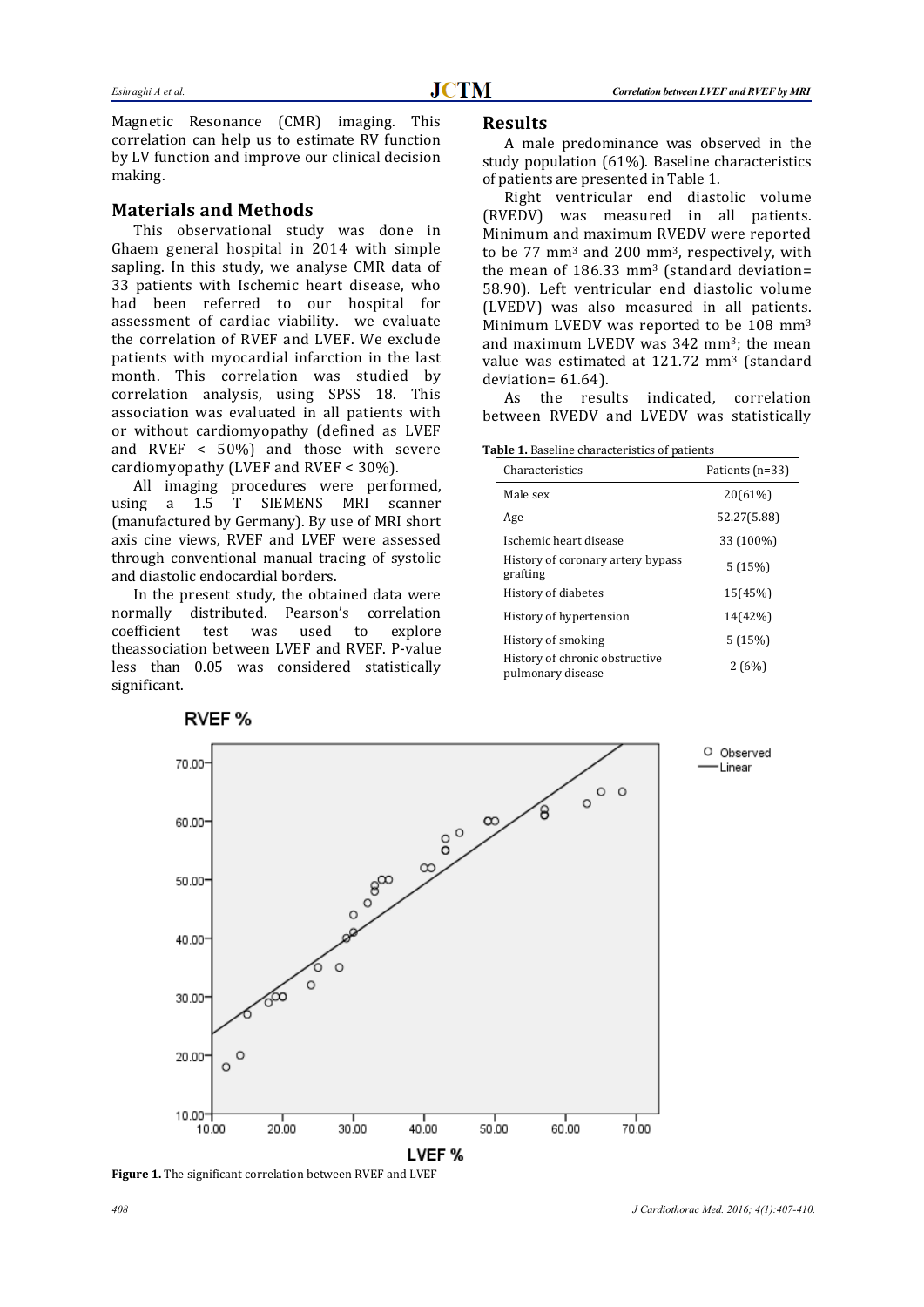Magnetic Resonance (CMR) imaging. This correlation can help us to estimate RV function by LV function and improve our clinical decision making.

## Materials and Methods

This observational study was done in Ghaem general hospital in 2014 with simple sapling. In this study, we analyse CMR data of 33 patients with Ischemic heart disease, who had been referred to our hospital for assessment of cardiac viability. we evaluate the correlation of RVEF and LVEF. We exclude patients with myocardial infarction in the last month. This correlation was studied by correlation analysis, using SPSS 18. This association was evaluated in all patients with or without cardiomyopathy (defined as LVEF and RVEF < 50%) and those with severe cardiomyopathy (LVEF and RVEF < 30%).

All imaging procedures were performed, using a 1.5 T SIEMENS MRI scanner (manufactured by Germany). By use of MRI short axis cine views, RVEF and LVEF were assessed through conventional manual tracing of systolic and diastolic endocardial borders.

In the present study, the obtained data were normally distributed. Pearson's correlation coefficient test was used to explore theassociation between LVEF and RVEF. P-value less than 0.05 was considered statistically significant.

## Results

A male predominance was observed in the study population (61%). Baseline characteristics of patients are presented in Table 1.

Right ventricular end diastolic volume (RVEDV) was measured in all patients. Minimum and maximum RVEDV were reported to be 77 mm$^3$ and 200 mm$^3$, respectively, with the mean of 186.33 mm$^3$ (standard deviation= 58.90). Left ventricular end diastolic volume (LVEDV) was also measured in all patients. Minimum LVEDV was reported to be 108 mm$^3$ and maximum LVEDV was 342 mm$^3$; the mean value was estimated at 121.72 mm$^3$ (standard deviation= 61.64).

As the results indicated, correlation between RVEDV and LVEDV was statistically

**Table 1.** Baseline characteristics of patients

| Characteristics | Patients (n=33) |
|---|---|
| Male sex | 20(61%) |
| Age | 52.27(5.88) |
| Ischemic heart disease | 33 (100%) |
| History of coronary artery bypass grafting | 5 (15%) |
| History of diabetes | 15(45%) |
| History of hypertension | 14(42%) |
| History of smoking | 5 (15%) |
| History of chronic obstructive pulmonary disease | 2 (6%) |

**Figure 1.** The significant correlation between RVEF and LVEF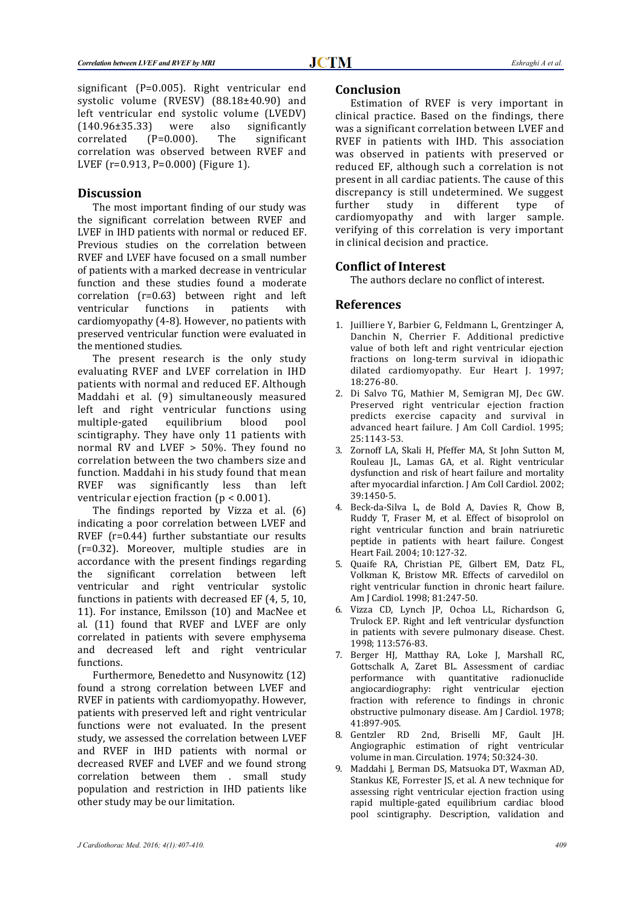significant (P=0.005). Right ventricular end systolic volume (RVESV) (88.18±40.90) and left ventricular end systolic volume (LVEDV) (140.96±35.33) were also significantly correlated (P=0.000). The significant correlation was observed between RVEF and LVEF (r=0.913, P=0.000) (Figure 1).

## Discussion

The most important finding of our study was the significant correlation between RVEF and LVEF in IHD patients with normal or reduced EF. Previous studies on the correlation between RVEF and LVEF have focused on a small number of patients with a marked decrease in ventricular function and these studies found a moderate correlation (r=0.63) between right and left ventricular functions in patients with cardiomyopathy (4-8). However, no patients with preserved ventricular function were evaluated in the mentioned studies.

The present research is the only study evaluating RVEF and LVEF correlation in IHD patients with normal and reduced EF. Although Maddahi et al. (9) simultaneously measured left and right ventricular functions using multiple-gated equilibrium blood pool scintigraphy. They have only 11 patients with normal RV and LVEF > 50%. They found no correlation between the two chambers size and function. Maddahi in his study found that mean RVEF was significantly less than left ventricular ejection fraction ($p < 0.001$).

The findings reported by Vizza et al. (6) indicating a poor correlation between LVEF and RVEF (r=0.44) further substantiate our results (r=0.32). Moreover, multiple studies are in accordance with the present findings regarding the significant correlation between left ventricular and right ventricular systolic functions in patients with decreased EF (4, 5, 10, 11). For instance, Emilsson (10) and MacNee et al. (11) found that RVEF and LVEF are only correlated in patients with severe emphysema and decreased left and right ventricular functions.

Furthermore, Benedetto and Nusynowitz (12) found a strong correlation between LVEF and RVEF in patients with cardiomyopathy. However, patients with preserved left and right ventricular functions were not evaluated. In the present study, we assessed the correlation between LVEF and RVEF in IHD patients with normal or decreased RVEF and LVEF and we found strong correlation between them . small study population and restriction in IHD patients like other study may be our limitation.

## Conclusion

Estimation of RVEF is very important in clinical practice. Based on the findings, there was a significant correlation between LVEF and RVEF in patients with IHD. This association was observed in patients with preserved or reduced EF, although such a correlation is not present in all cardiac patients. The cause of this discrepancy is still undetermined. We suggest further study in different type of cardiomyopathy and with larger sample. verifying of this correlation is very important in clinical decision and practice.

## Conflict of Interest

The authors declare no conflict of interest.

## References

1. Juilliere Y, Barbier G, Feldmann L, Grentzinger A, Danchin N, Cherrier F. Additional predictive value of both left and right ventricular ejection fractions on long-term survival in idiopathic dilated cardiomyopathy. Eur Heart J. 1997; 18:276-80.
2. Di Salvo TG, Mathier M, Semigran MJ, Dec GW. Preserved right ventricular ejection fraction predicts exercise capacity and survival in advanced heart failure. J Am Coll Cardiol. 1995; 25:1143-53.
3. Zornoff LA, Skali H, Pfeffer MA, St John Sutton M, Rouleau JL, Lamas GA, et al. Right ventricular dysfunction and risk of heart failure and mortality after myocardial infarction. J Am Coll Cardiol. 2002; 39:1450-5.
4. Beck-da-Silva L, de Bold A, Davies R, Chow B, Ruddy T, Fraser M, et al. Effect of bisoprolol on right ventricular function and brain natriuretic peptide in patients with heart failure. Congest Heart Fail. 2004; 10:127-32.
5. Quaife RA, Christian PE, Gilbert EM, Datz FL, Volkman K, Bristow MR. Effects of carvedilol on right ventricular function in chronic heart failure. Am J Cardiol. 1998; 81:247-50.
6. Vizza CD, Lynch JP, Ochoa LL, Richardson G, Trulock EP. Right and left ventricular dysfunction in patients with severe pulmonary disease. Chest. 1998; 113:576-83.
7. Berger HJ, Matthay RA, Loke J, Marshall RC, Gottschalk A, Zaret BL. Assessment of cardiac performance with quantitative radionuclide angiocardiography: right ventricular ejection fraction with reference to findings in chronic obstructive pulmonary disease. Am J Cardiol. 1978; 41:897-905.
8. Gentzler RD 2nd, Briselli MF, Gault JH. Angiographic estimation of right ventricular volume in man. Circulation. 1974; 50:324-30.
9. Maddahi J, Berman DS, Matsuoka DT, Waxman AD, Stankus KE, Forrester JS, et al. A new technique for assessing right ventricular ejection fraction using rapid multiple-gated equilibrium cardiac blood pool scintigraphy. Description, validation and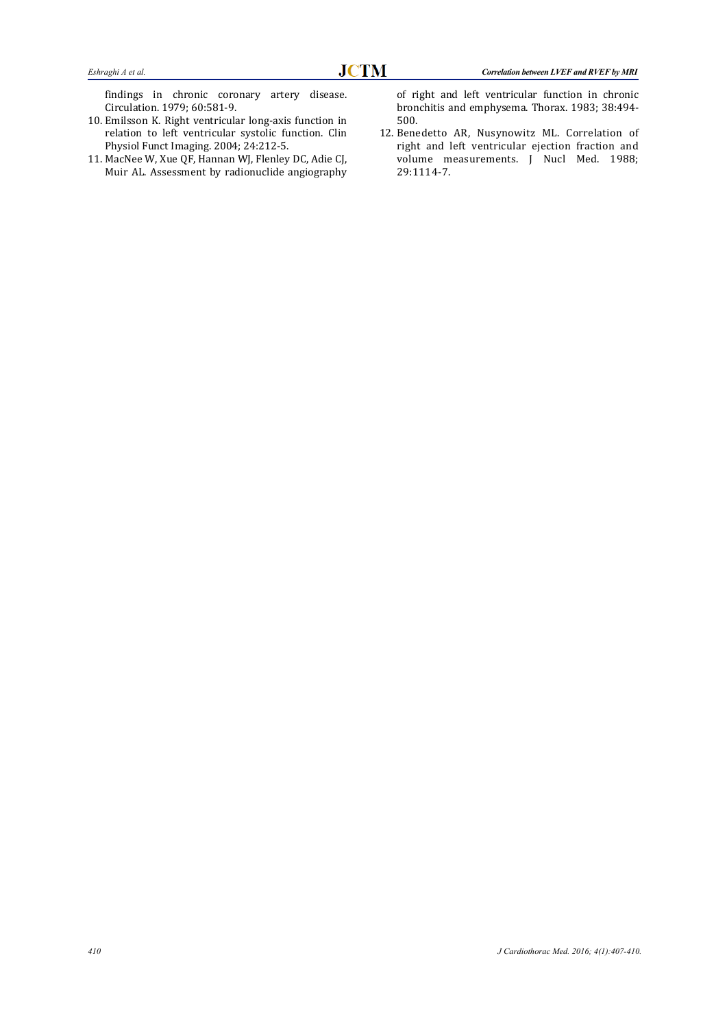findings in chronic coronary artery disease. Circulation. 1979; 60:581-9.

10. Emilsson K. Right ventricular long-axis function in relation to left ventricular systolic function. Clin Physiol Funct Imaging. 2004; 24:212-5.
11. MacNee W, Xue QF, Hannan WJ, Flenley DC, Adie CJ, Muir AL. Assessment by radionuclide angiography of right and left ventricular function in chronic bronchitis and emphysema. Thorax. 1983; 38:494-500.
12. Benedetto AR, Nusynowitz ML. Correlation of right and left ventricular ejection fraction and volume measurements. J Nucl Med. 1988; 29:1114-7.